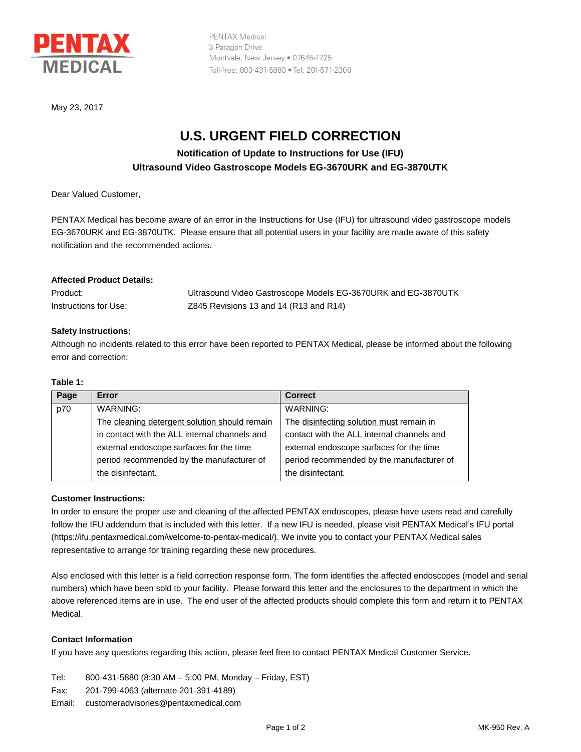**PENTAX MEDICAL**

PENTAX Medical
3 Paragon Drive
Montvale, New Jersey • 07645-1725
Toll-free: 800-431-5880 • Tel: 201-571-2300

May 23, 2017

# U.S. URGENT FIELD CORRECTION

### Notification of Update to Instructions for Use (IFU)
### Ultrasound Video Gastroscope Models EG-3670URK and EG-3870UTK

Dear Valued Customer,

PENTAX Medical has become aware of an error in the Instructions for Use (IFU) for ultrasound video gastroscope models EG-3670URK and EG-3870UTK. Please ensure that all potential users in your facility are made aware of this safety notification and the recommended actions.

**Affected Product Details:**

| | |
|---|---|
| Product: | Ultrasound Video Gastroscope Models EG-3670URK and EG-3870UTK |
| Instructions for Use: | Z845 Revisions 13 and 14 (R13 and R14) |

**Safety Instructions:**
Although no incidents related to this error have been reported to PENTAX Medical, please be informed about the following error and correction:

**Table 1:**

| Page | Error | Correct |
|---|---|---|
| p70 | WARNING: The cleaning detergent solution should remain in contact with the ALL internal channels and external endoscope surfaces for the time period recommended by the manufacturer of the disinfectant. | WARNING: The disinfecting solution must remain in contact with the ALL internal channels and external endoscope surfaces for the time period recommended by the manufacturer of the disinfectant. |

**Customer Instructions:**
In order to ensure the proper use and cleaning of the affected PENTAX endoscopes, please have users read and carefully follow the IFU addendum that is included with this letter. If a new IFU is needed, please visit PENTAX Medical's IFU portal (https://ifu.pentaxmedical.com/welcome-to-pentax-medical/). We invite you to contact your PENTAX Medical sales representative to arrange for training regarding these new procedures.

Also enclosed with this letter is a field correction response form. The form identifies the affected endoscopes (model and serial numbers) which have been sold to your facility. Please forward this letter and the enclosures to the department in which the above referenced items are in use. The end user of the affected products should complete this form and return it to PENTAX Medical.

**Contact Information**
If you have any questions regarding this action, please feel free to contact PENTAX Medical Customer Service.

Tel: 800-431-5880 (8:30 AM – 5:00 PM, Monday – Friday, EST)
Fax: 201-799-4063 (alternate 201-391-4189)
Email: customeradvisories@pentaxmedical.com

MK-950 Rev. A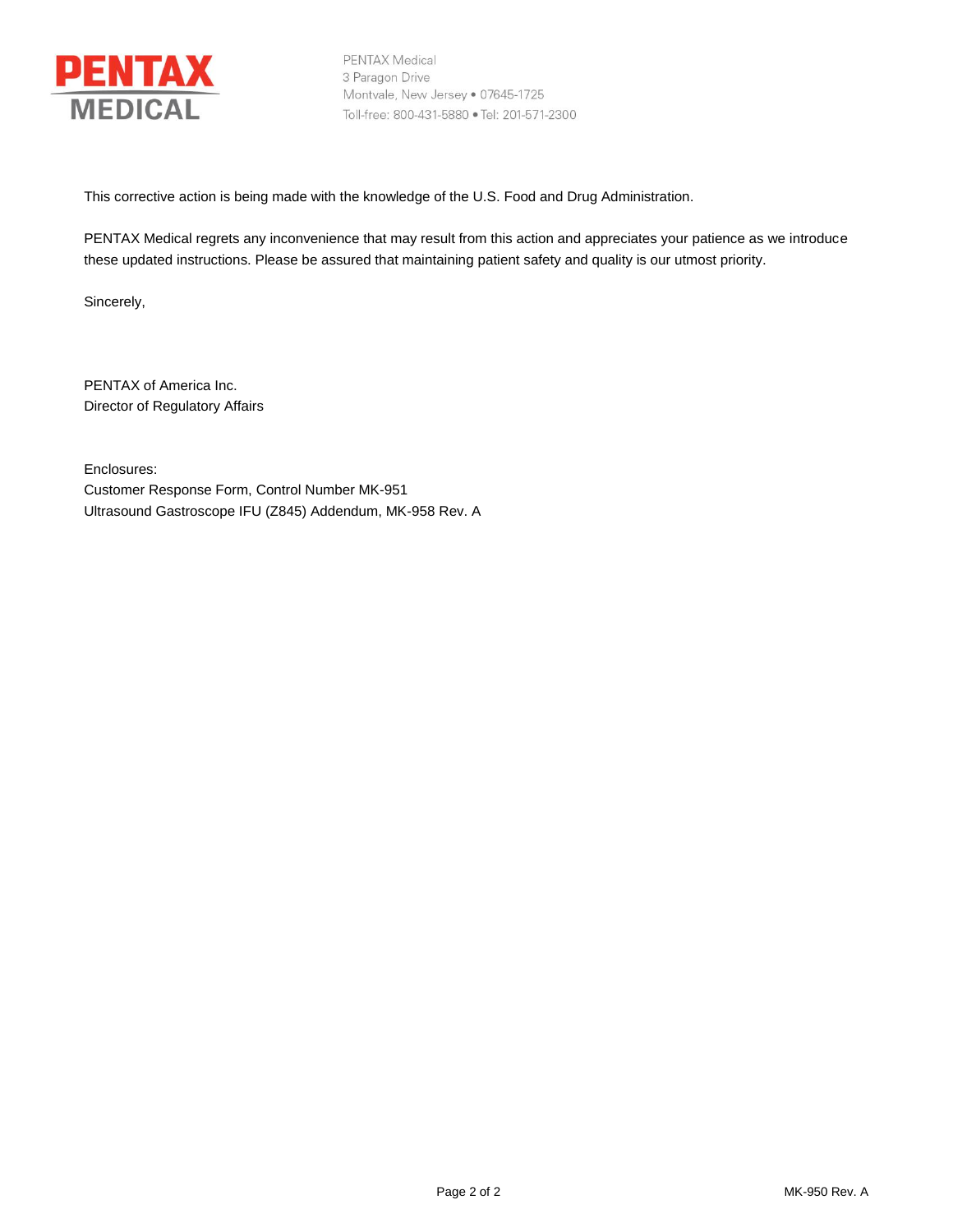This corrective action is being made with the knowledge of the U.S. Food and Drug Administration.

PENTAX Medical regrets any inconvenience that may result from this action and appreciates your patience as we introduce these updated instructions. Please be assured that maintaining patient safety and quality is our utmost priority.

Sincerely,

PENTAX of America Inc.
Director of Regulatory Affairs

Enclosures:
Customer Response Form, Control Number MK-951
Ultrasound Gastroscope IFU (Z845) Addendum, MK-958 Rev. A